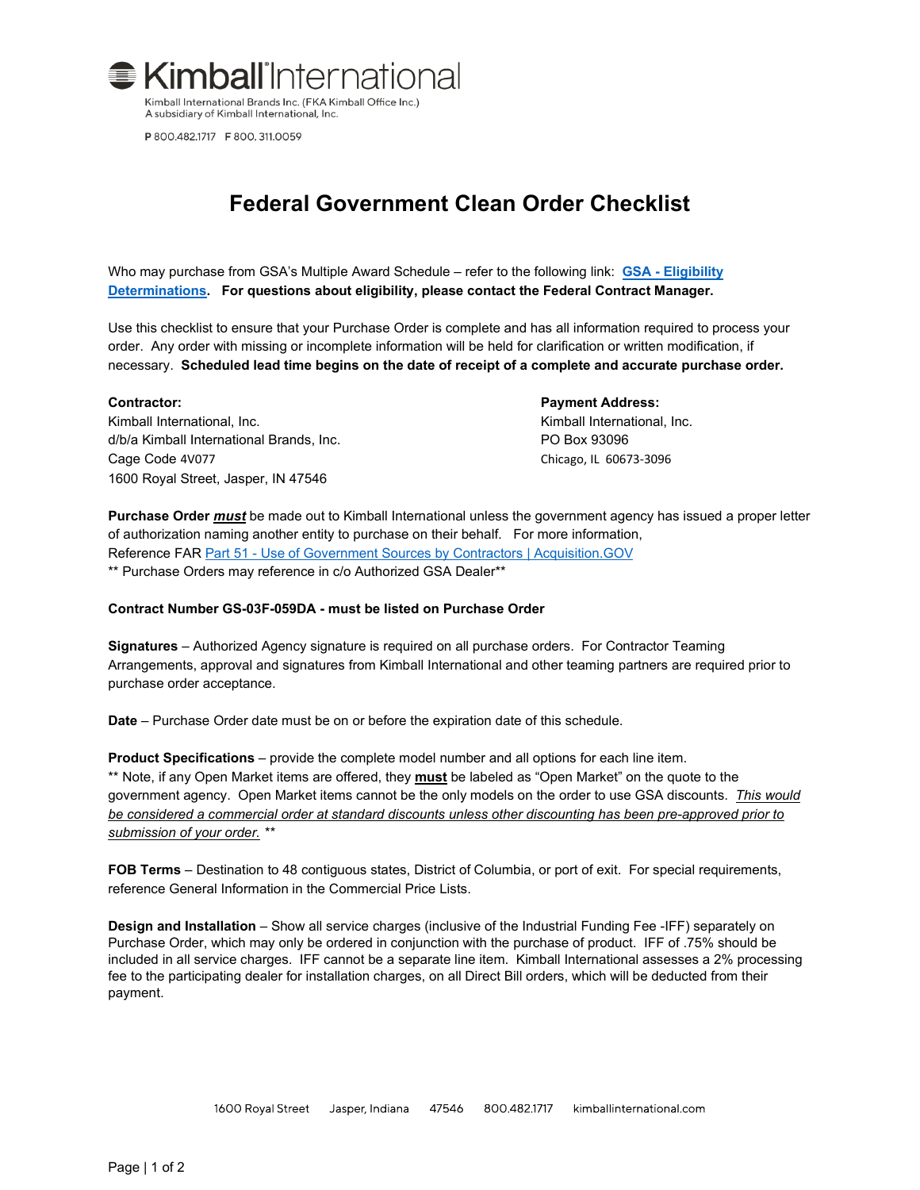Kimball International

Kimball International Brands Inc. (FKA Kimball Office Inc.)
A subsidiary of Kimball International, Inc.

P 800.482.1717 F 800. 311.0059

# Federal Government Clean Order Checklist

Who may purchase from GSA's Multiple Award Schedule – refer to the following link: **[GSA - Eligibility Determinations](GSA - Eligibility Determinations)**. **For questions about eligibility, please contact the Federal Contract Manager.**

Use this checklist to ensure that your Purchase Order is complete and has all information required to process your order. Any order with missing or incomplete information will be held for clarification or written modification, if necessary. **Scheduled lead time begins on the date of receipt of a complete and accurate purchase order.**

**Contractor:**
Kimball International, Inc.
d/b/a Kimball International Brands, Inc.
Cage Code 4V077
1600 Royal Street, Jasper, IN 47546

**Payment Address:**
Kimball International, Inc.
PO Box 93096
Chicago, IL 60673-3096

**Purchase Order _must_** be made out to Kimball International unless the government agency has issued a proper letter of authorization naming another entity to purchase on their behalf. For more information, Reference FAR Part 51 - Use of Government Sources by Contractors | Acquisition.GOV
** Purchase Orders may reference in c/o Authorized GSA Dealer**

**Contract Number GS-03F-059DA - must be listed on Purchase Order**

**Signatures** – Authorized Agency signature is required on all purchase orders. For Contractor Teaming Arrangements, approval and signatures from Kimball International and other teaming partners are required prior to purchase order acceptance.

**Date** – Purchase Order date must be on or before the expiration date of this schedule.

**Product Specifications** – provide the complete model number and all options for each line item.
** Note, if any Open Market items are offered, they **must** be labeled as "Open Market" on the quote to the government agency. Open Market items cannot be the only models on the order to use GSA discounts. _This would be considered a commercial order at standard discounts unless other discounting has been pre-approved prior to submission of your order._ **

**FOB Terms** – Destination to 48 contiguous states, District of Columbia, or port of exit. For special requirements, reference General Information in the Commercial Price Lists.

**Design and Installation** – Show all service charges (inclusive of the Industrial Funding Fee -IFF) separately on Purchase Order, which may only be ordered in conjunction with the purchase of product. IFF of .75% should be included in all service charges. IFF cannot be a separate line item. Kimball International assesses a 2% processing fee to the participating dealer for installation charges, on all Direct Bill orders, which will be deducted from their payment.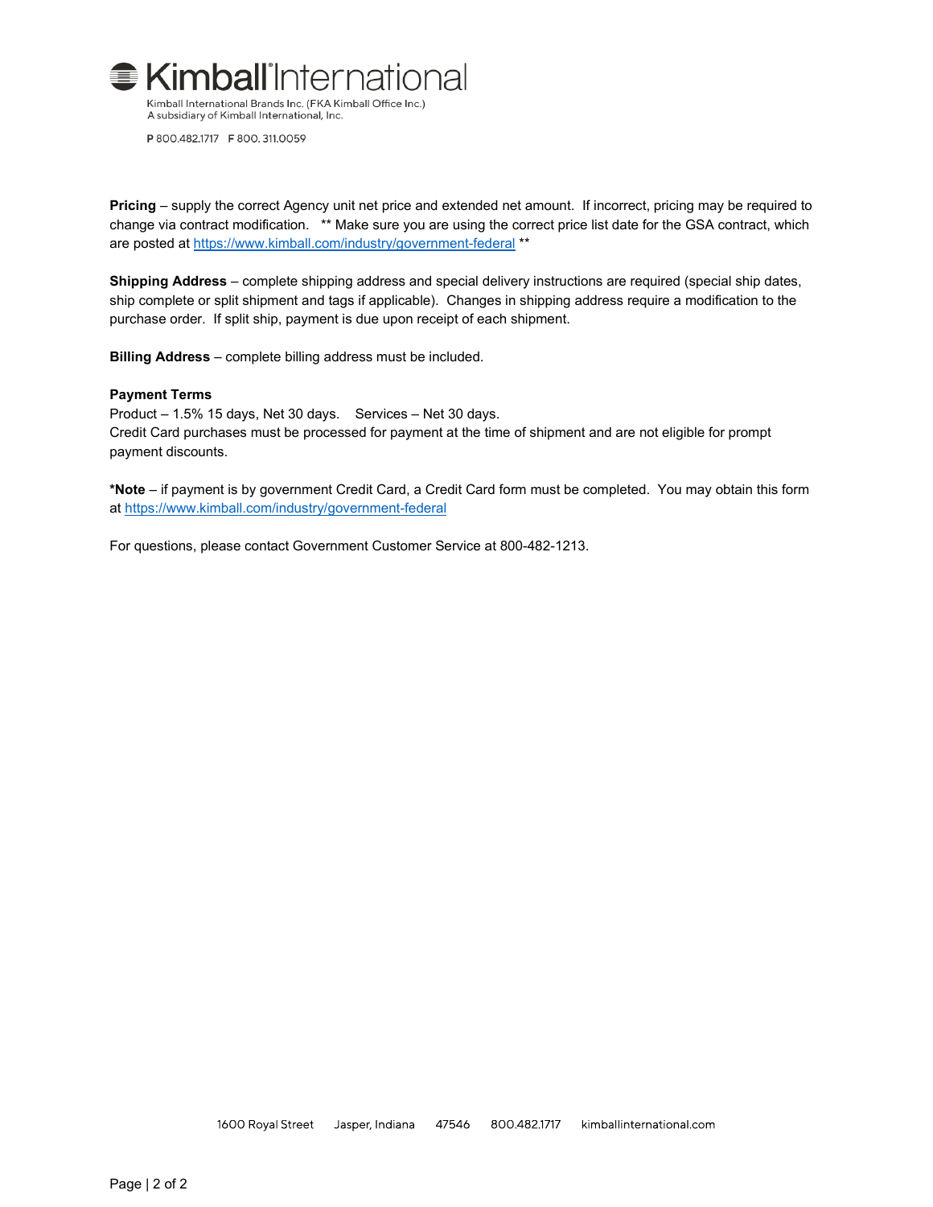Kimball International

Kimball International Brands Inc. (FKA Kimball Office Inc.)
A subsidiary of Kimball International, Inc.

P 800.482.1717 F 800. 311.0059

**Pricing** – supply the correct Agency unit net price and extended net amount. If incorrect, pricing may be required to change via contract modification. ** Make sure you are using the correct price list date for the GSA contract, which are posted at https://www.kimball.com/industry/government-federal **

**Shipping Address** – complete shipping address and special delivery instructions are required (special ship dates, ship complete or split shipment and tags if applicable). Changes in shipping address require a modification to the purchase order. If split ship, payment is due upon receipt of each shipment.

**Billing Address** – complete billing address must be included.

**Payment Terms**
Product – 1.5% 15 days, Net 30 days. Services – Net 30 days.
Credit Card purchases must be processed for payment at the time of shipment and are not eligible for prompt payment discounts.

***Note** – if payment is by government Credit Card, a Credit Card form must be completed. You may obtain this form at https://www.kimball.com/industry/government-federal

For questions, please contact Government Customer Service at 800-482-1213.

1600 Royal Street Jasper, Indiana 47546 800.482.1717 kimballinternational.com